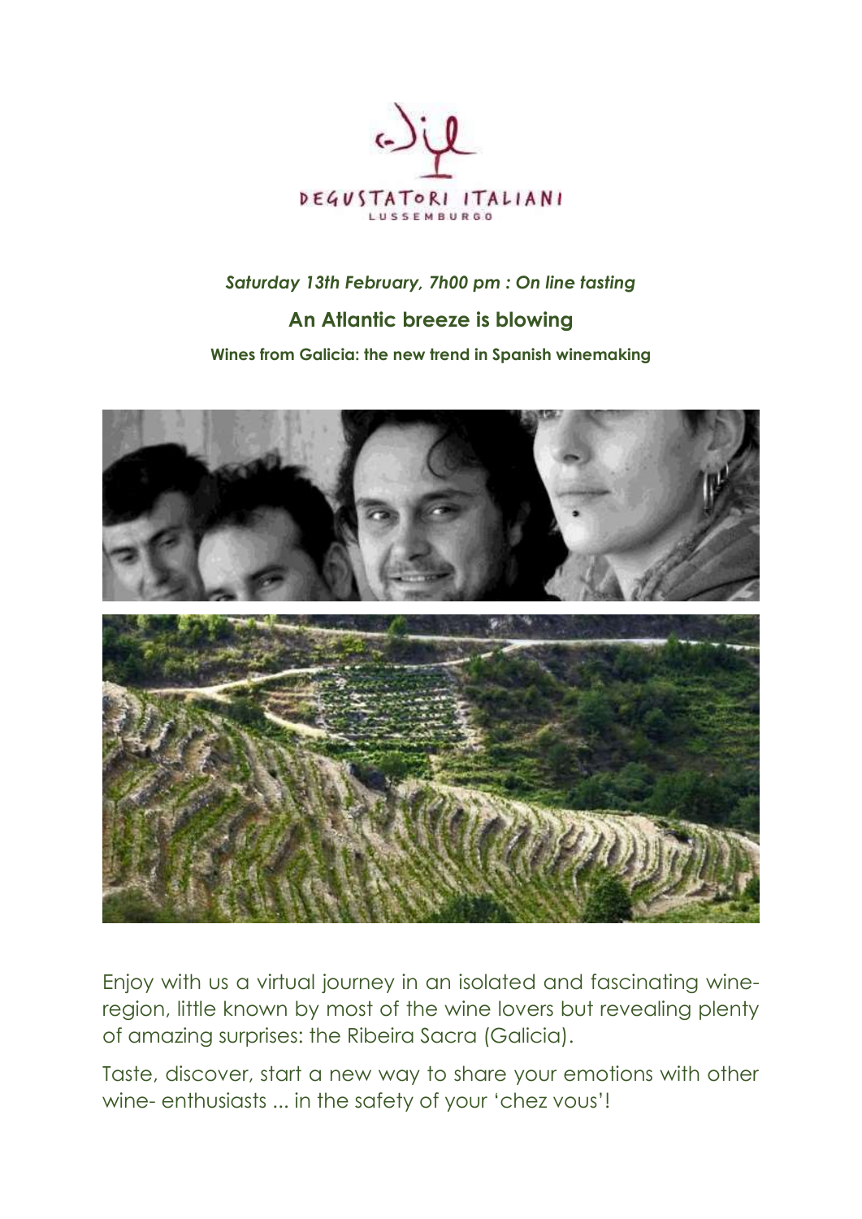DEGUSTATORI ITALIANI

LUSSEMBURGO

***Saturday 13th February, 7h00 pm : On line tasting***

## An Atlantic breeze is blowing

**Wines from Galicia: the new trend in Spanish winemaking**

Enjoy with us a virtual journey in an isolated and fascinating wine-region, little known by most of the wine lovers but revealing plenty of amazing surprises: the Ribeira Sacra (Galicia).

Taste, discover, start a new way to share your emotions with other wine- enthusiasts ... in the safety of your 'chez vous'!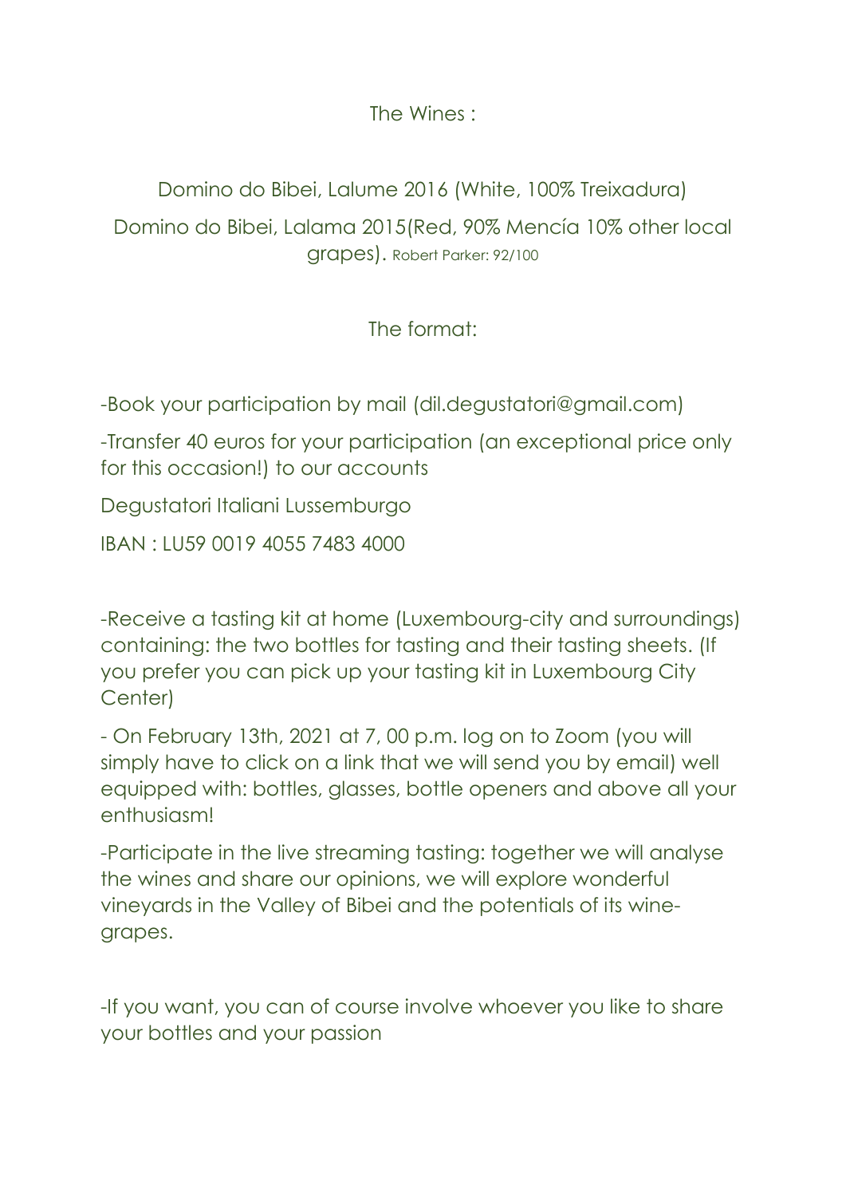## The Wines :

Domino do Bibei, Lalume 2016 (White, 100% Treixadura)

Domino do Bibei, Lalama 2015(Red, 90% Mencía 10% other local grapes). Robert Parker: 92/100

## The format:

-Book your participation by mail (dil.degustatori@gmail.com)

-Transfer 40 euros for your participation (an exceptional price only for this occasion!) to our accounts

Degustatori Italiani Lussemburgo

IBAN : LU59 0019 4055 7483 4000

-Receive a tasting kit at home (Luxembourg-city and surroundings) containing: the two bottles for tasting and their tasting sheets. (If you prefer you can pick up your tasting kit in Luxembourg City Center)

- On February 13th, 2021 at 7, 00 p.m. log on to Zoom (you will simply have to click on a link that we will send you by email) well equipped with: bottles, glasses, bottle openers and above all your enthusiasm!

-Participate in the live streaming tasting: together we will analyse the wines and share our opinions, we will explore wonderful vineyards in the Valley of Bibei and the potentials of its wine-grapes.

-If you want, you can of course involve whoever you like to share your bottles and your passion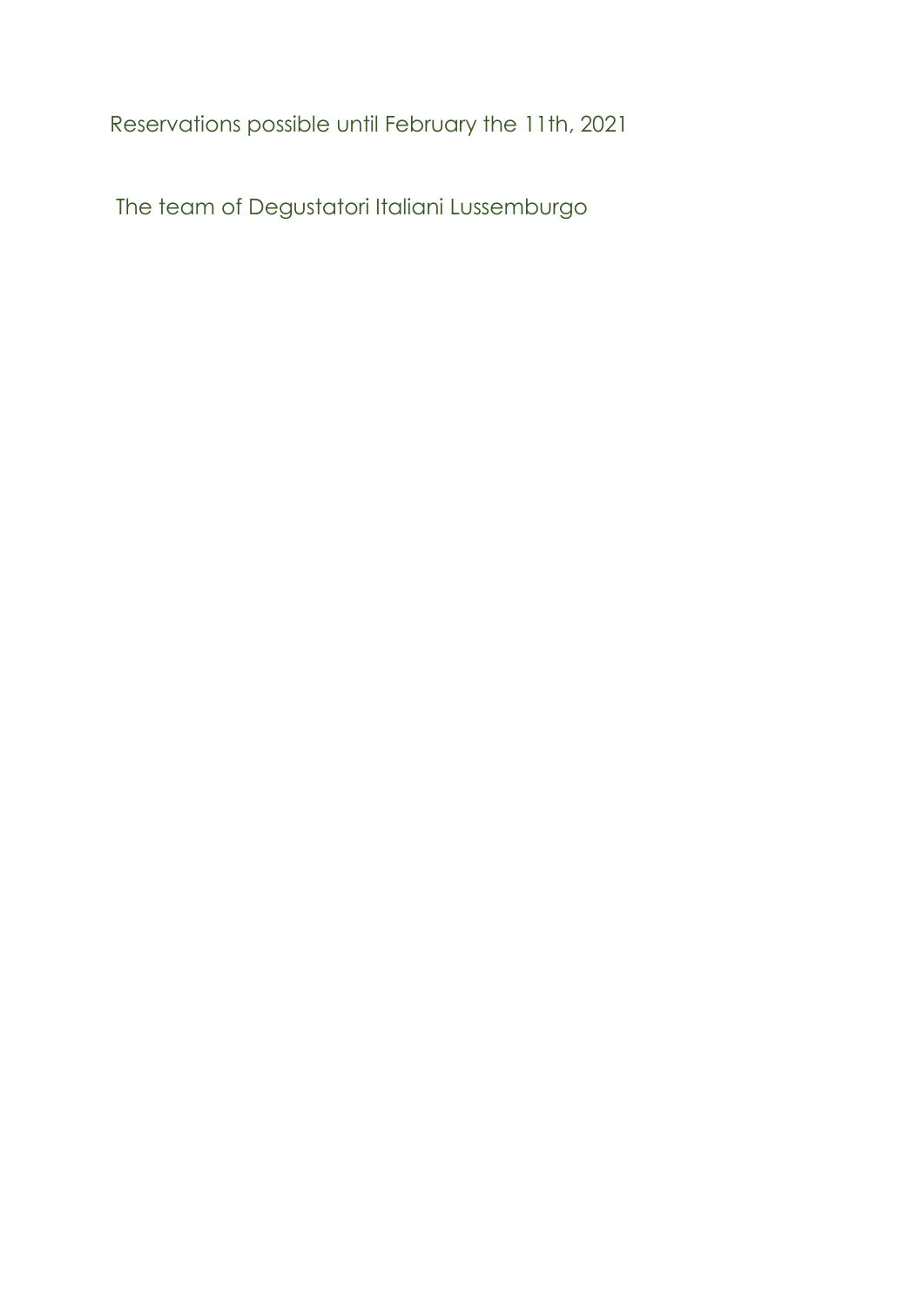Reservations possible until February the 11th, 2021

The team of Degustatori Italiani Lussemburgo